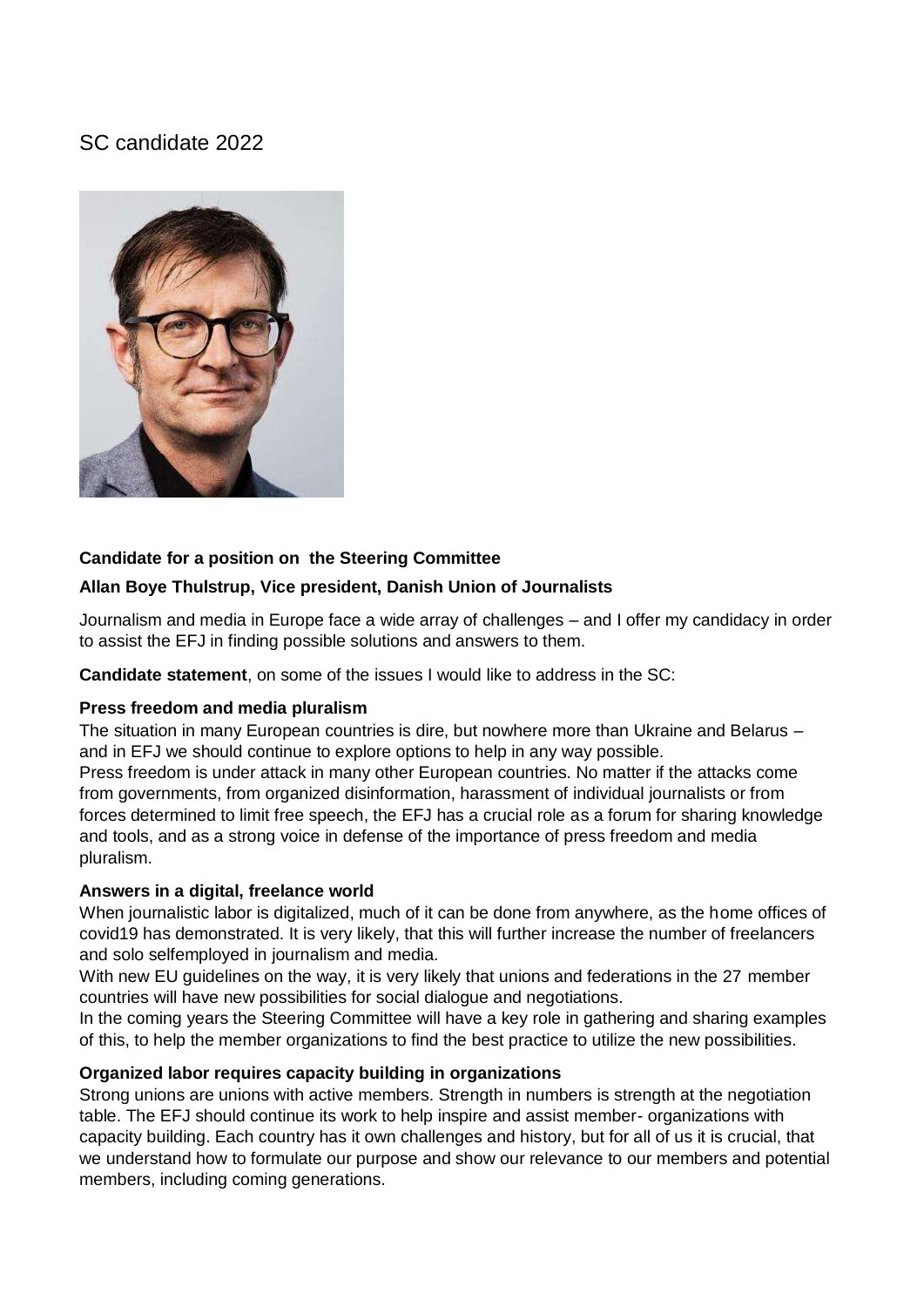# SC candidate 2022

**Candidate for a position on the Steering Committee**

**Allan Boye Thulstrup, Vice president, Danish Union of Journalists**

Journalism and media in Europe face a wide array of challenges – and I offer my candidacy in order to assist the EFJ in finding possible solutions and answers to them.

**Candidate statement**, on some of the issues I would like to address in the SC:

### Press freedom and media pluralism

The situation in many European countries is dire, but nowhere more than Ukraine and Belarus – and in EFJ we should continue to explore options to help in any way possible.
Press freedom is under attack in many other European countries. No matter if the attacks come from governments, from organized disinformation, harassment of individual journalists or from forces determined to limit free speech, the EFJ has a crucial role as a forum for sharing knowledge and tools, and as a strong voice in defense of the importance of press freedom and media pluralism.

### Answers in a digital, freelance world

When journalistic labor is digitalized, much of it can be done from anywhere, as the home offices of covid19 has demonstrated. It is very likely, that this will further increase the number of freelancers and solo selfemployed in journalism and media.
With new EU guidelines on the way, it is very likely that unions and federations in the 27 member countries will have new possibilities for social dialogue and negotiations.
In the coming years the Steering Committee will have a key role in gathering and sharing examples of this, to help the member organizations to find the best practice to utilize the new possibilities.

### Organized labor requires capacity building in organizations

Strong unions are unions with active members. Strength in numbers is strength at the negotiation table. The EFJ should continue its work to help inspire and assist member- organizations with capacity building. Each country has it own challenges and history, but for all of us it is crucial, that we understand how to formulate our purpose and show our relevance to our members and potential members, including coming generations.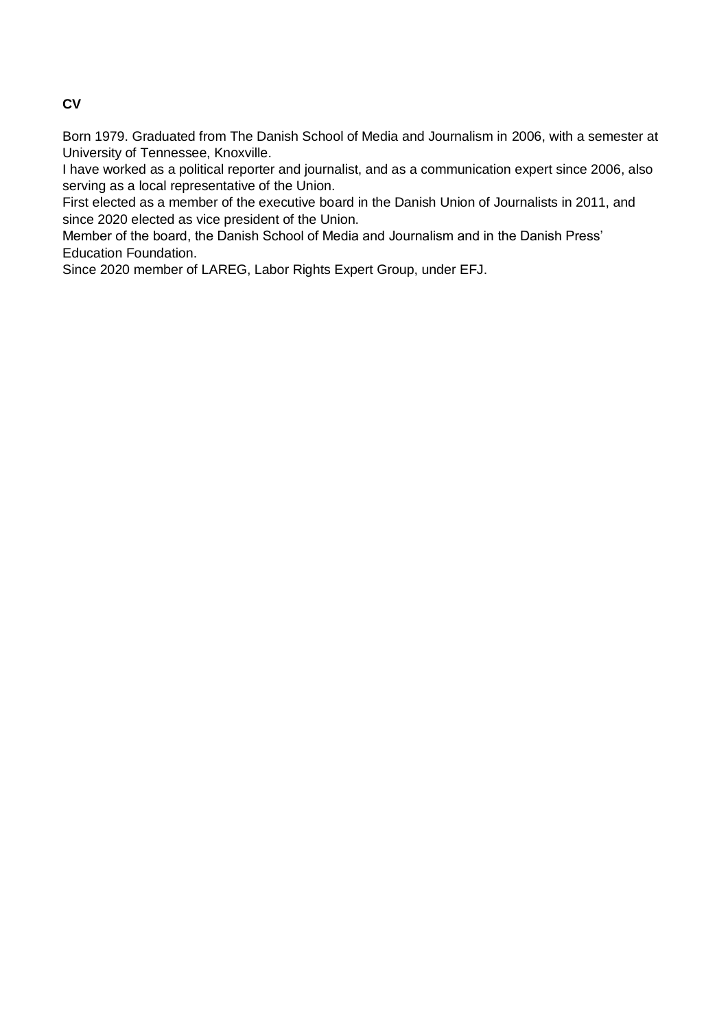**CV**

Born 1979. Graduated from The Danish School of Media and Journalism in 2006, with a semester at University of Tennessee, Knoxville.
I have worked as a political reporter and journalist, and as a communication expert since 2006, also serving as a local representative of the Union.
First elected as a member of the executive board in the Danish Union of Journalists in 2011, and since 2020 elected as vice president of the Union.
Member of the board, the Danish School of Media and Journalism and in the Danish Press' Education Foundation.
Since 2020 member of LAREG, Labor Rights Expert Group, under EFJ.